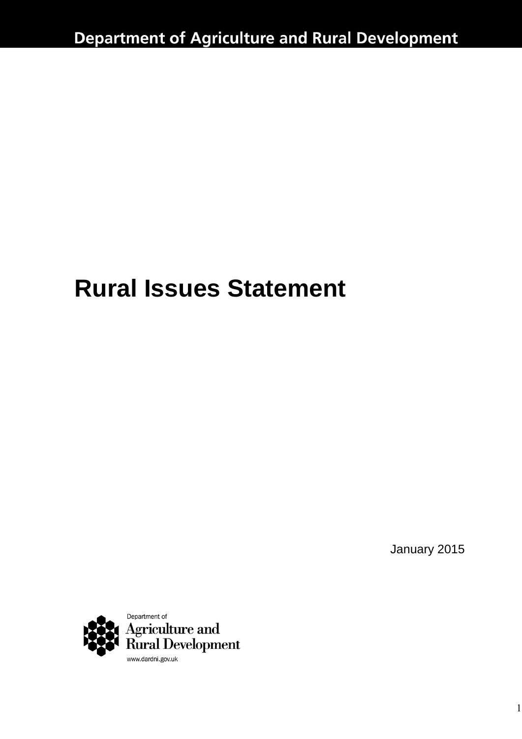Department of Agriculture and Rural Development

# Rural Issues Statement

January 2015

Department of
Agriculture and
Rural Development
www.dardni.gov.uk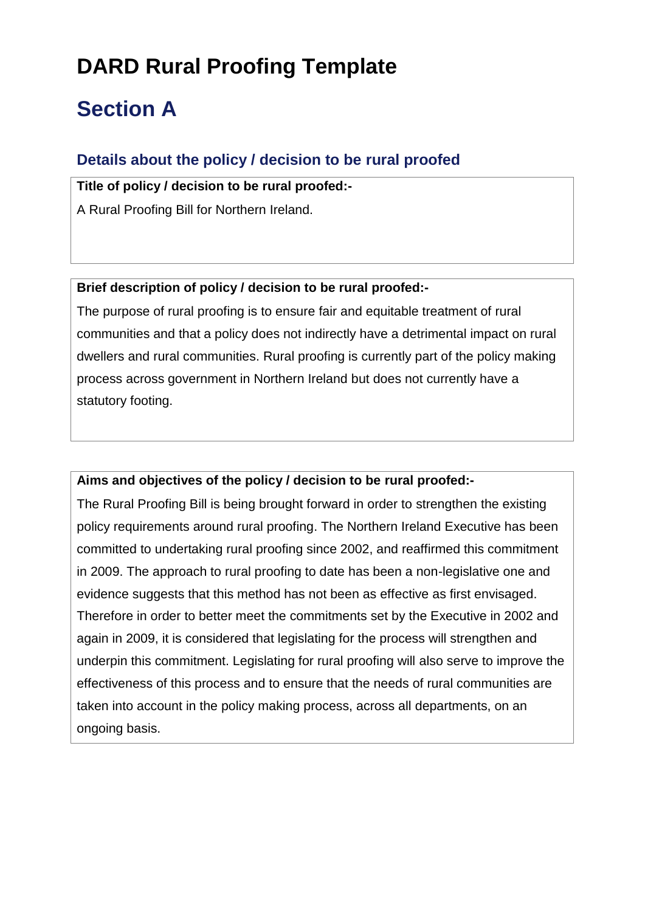# DARD Rural Proofing Template

# Section A

### Details about the policy / decision to be rural proofed

**Title of policy / decision to be rural proofed:-**

A Rural Proofing Bill for Northern Ireland.

**Brief description of policy / decision to be rural proofed:-**

The purpose of rural proofing is to ensure fair and equitable treatment of rural communities and that a policy does not indirectly have a detrimental impact on rural dwellers and rural communities. Rural proofing is currently part of the policy making process across government in Northern Ireland but does not currently have a statutory footing.

**Aims and objectives of the policy / decision to be rural proofed:-**

The Rural Proofing Bill is being brought forward in order to strengthen the existing policy requirements around rural proofing. The Northern Ireland Executive has been committed to undertaking rural proofing since 2002, and reaffirmed this commitment in 2009. The approach to rural proofing to date has been a non-legislative one and evidence suggests that this method has not been as effective as first envisaged. Therefore in order to better meet the commitments set by the Executive in 2002 and again in 2009, it is considered that legislating for the process will strengthen and underpin this commitment. Legislating for rural proofing will also serve to improve the effectiveness of this process and to ensure that the needs of rural communities are taken into account in the policy making process, across all departments, on an ongoing basis.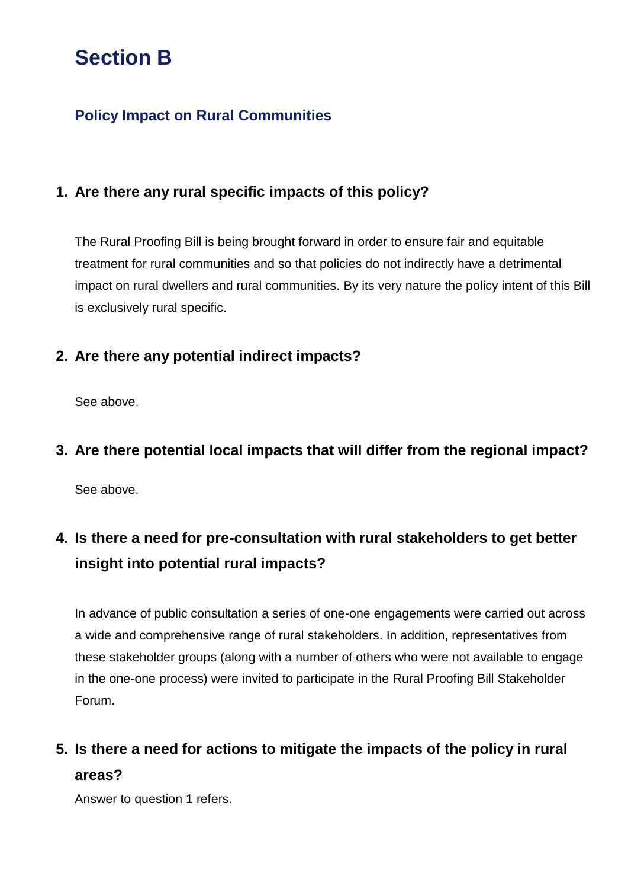# Section B

## Policy Impact on Rural Communities

### 1. Are there any rural specific impacts of this policy?

The Rural Proofing Bill is being brought forward in order to ensure fair and equitable treatment for rural communities and so that policies do not indirectly have a detrimental impact on rural dwellers and rural communities. By its very nature the policy intent of this Bill is exclusively rural specific.

### 2. Are there any potential indirect impacts?

See above.

### 3. Are there potential local impacts that will differ from the regional impact?

See above.

### 4. Is there a need for pre-consultation with rural stakeholders to get better insight into potential rural impacts?

In advance of public consultation a series of one-one engagements were carried out across a wide and comprehensive range of rural stakeholders. In addition, representatives from these stakeholder groups (along with a number of others who were not available to engage in the one-one process) were invited to participate in the Rural Proofing Bill Stakeholder Forum.

### 5. Is there a need for actions to mitigate the impacts of the policy in rural areas?

Answer to question 1 refers.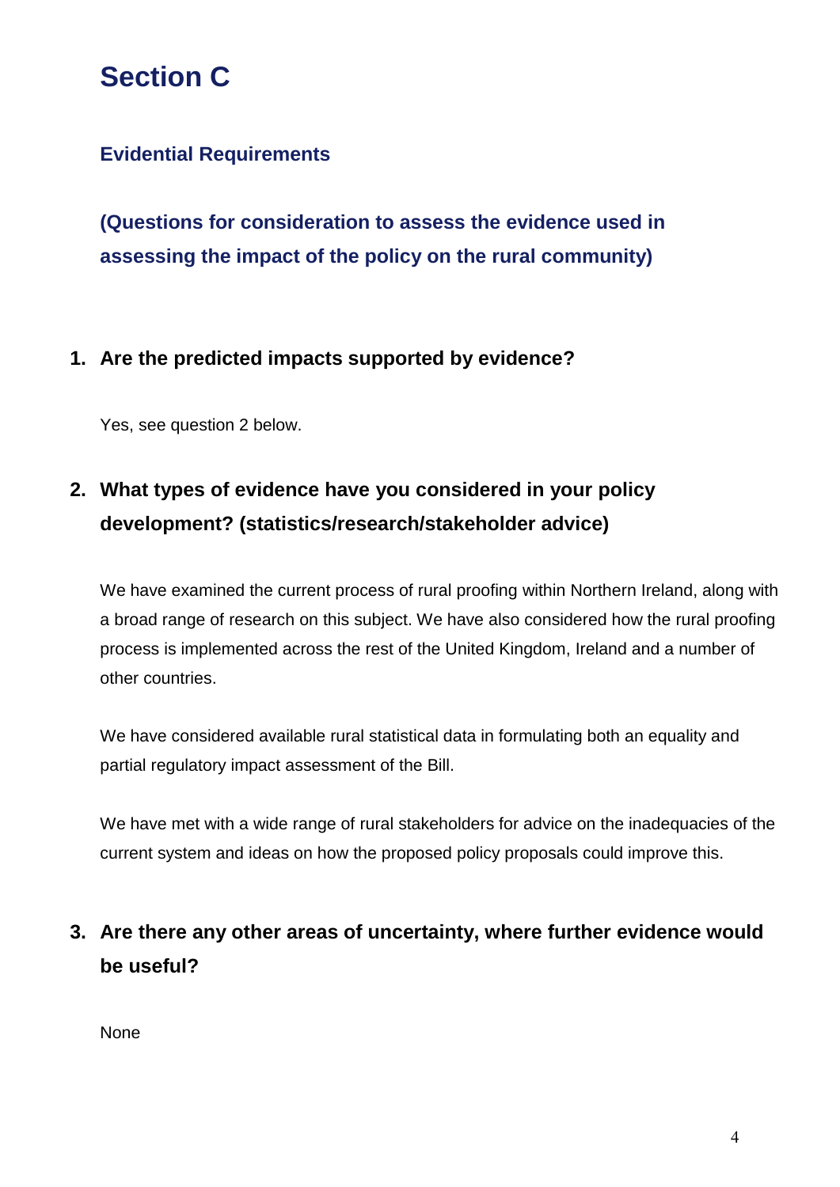# Section C

## Evidential Requirements

### (Questions for consideration to assess the evidence used in assessing the impact of the policy on the rural community)

1. **Are the predicted impacts supported by evidence?**

   Yes, see question 2 below.

2. **What types of evidence have you considered in your policy development? (statistics/research/stakeholder advice)**

   We have examined the current process of rural proofing within Northern Ireland, along with a broad range of research on this subject. We have also considered how the rural proofing process is implemented across the rest of the United Kingdom, Ireland and a number of other countries.

   We have considered available rural statistical data in formulating both an equality and partial regulatory impact assessment of the Bill.

   We have met with a wide range of rural stakeholders for advice on the inadequacies of the current system and ideas on how the proposed policy proposals could improve this.

3. **Are there any other areas of uncertainty, where further evidence would be useful?**

   None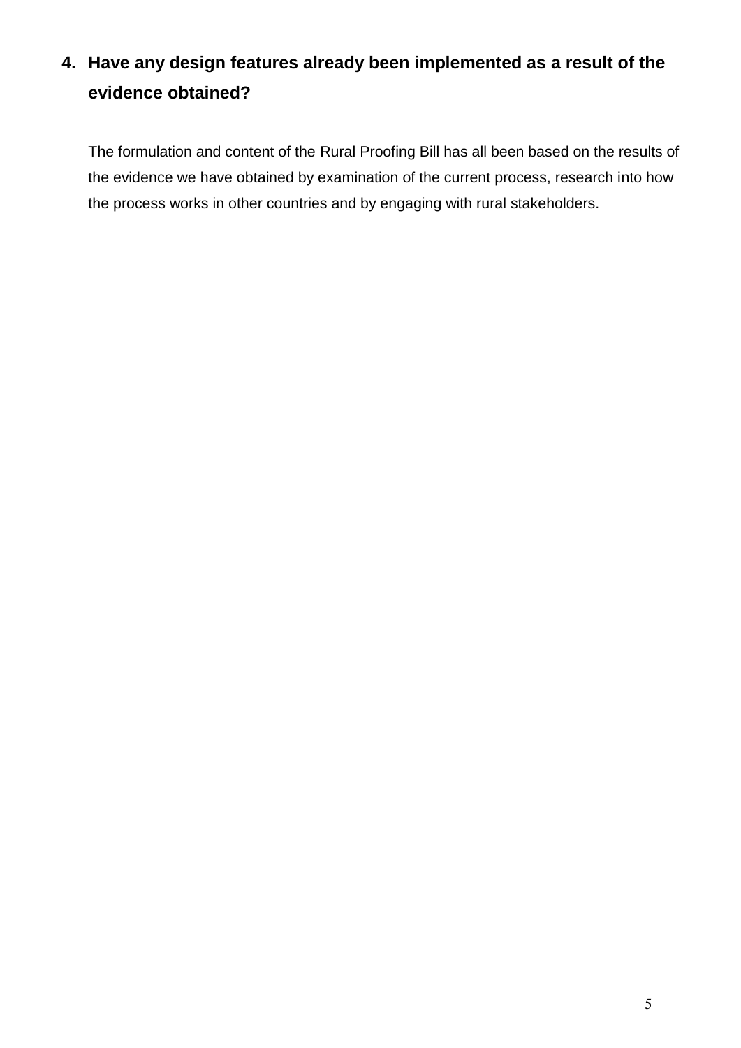## 4. Have any design features already been implemented as a result of the evidence obtained?

The formulation and content of the Rural Proofing Bill has all been based on the results of the evidence we have obtained by examination of the current process, research into how the process works in other countries and by engaging with rural stakeholders.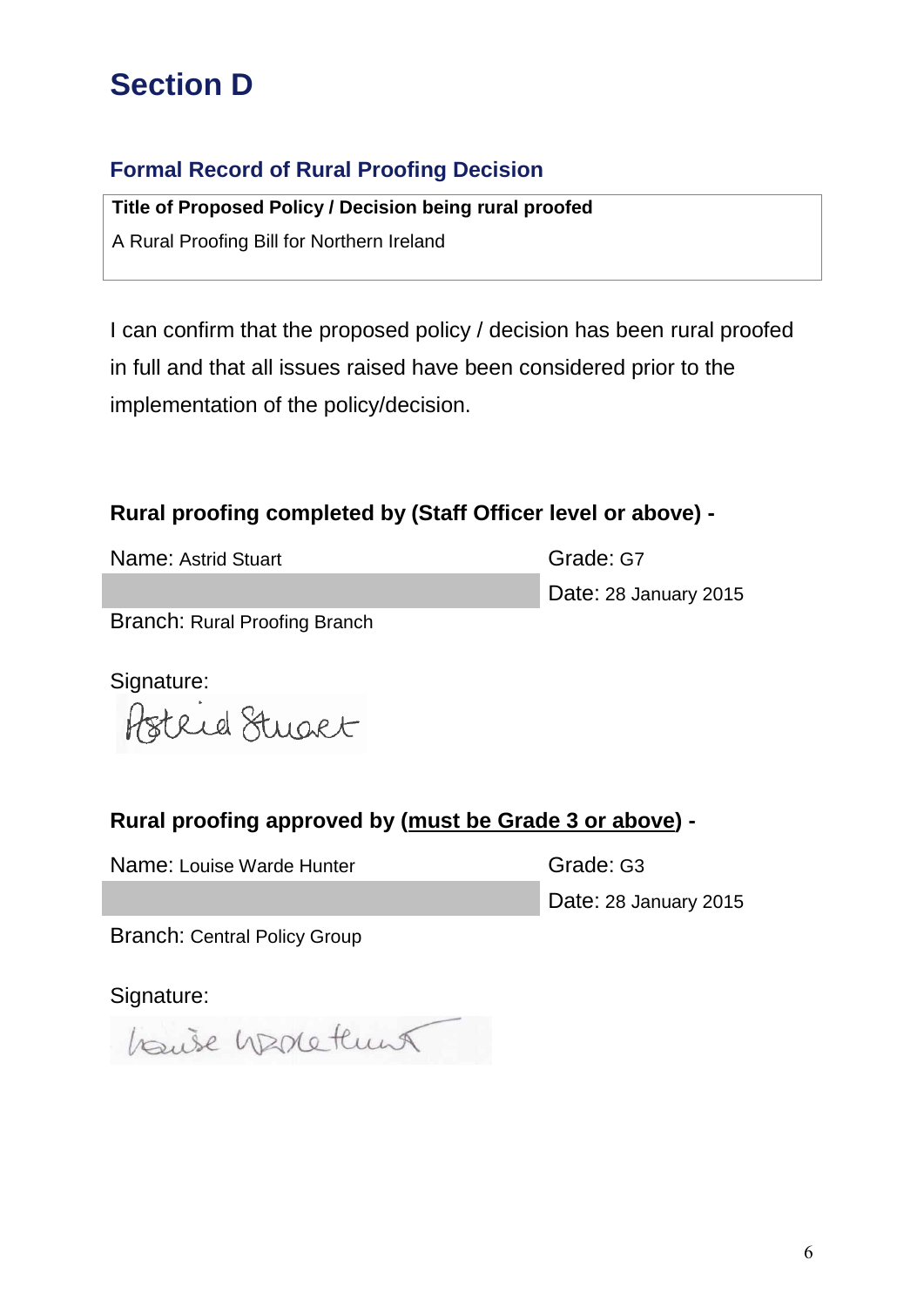# Section D

## Formal Record of Rural Proofing Decision

| **Title of Proposed Policy / Decision being rural proofed** |
| --- |
| A Rural Proofing Bill for Northern Ireland |

I can confirm that the proposed policy / decision has been rural proofed in full and that all issues raised have been considered prior to the implementation of the policy/decision.

**Rural proofing completed by (Staff Officer level or above) -**

Name: Astrid Stuart

Grade: G7

Date: 28 January 2015

Branch: Rural Proofing Branch

Signature:

Astrid Stuart

**Rural proofing approved by (must be Grade 3 or above) -**

Name: Louise Warde Hunter

Grade: G3

Date: 28 January 2015

Branch: Central Policy Group

Signature:

Louise Warde Hunter